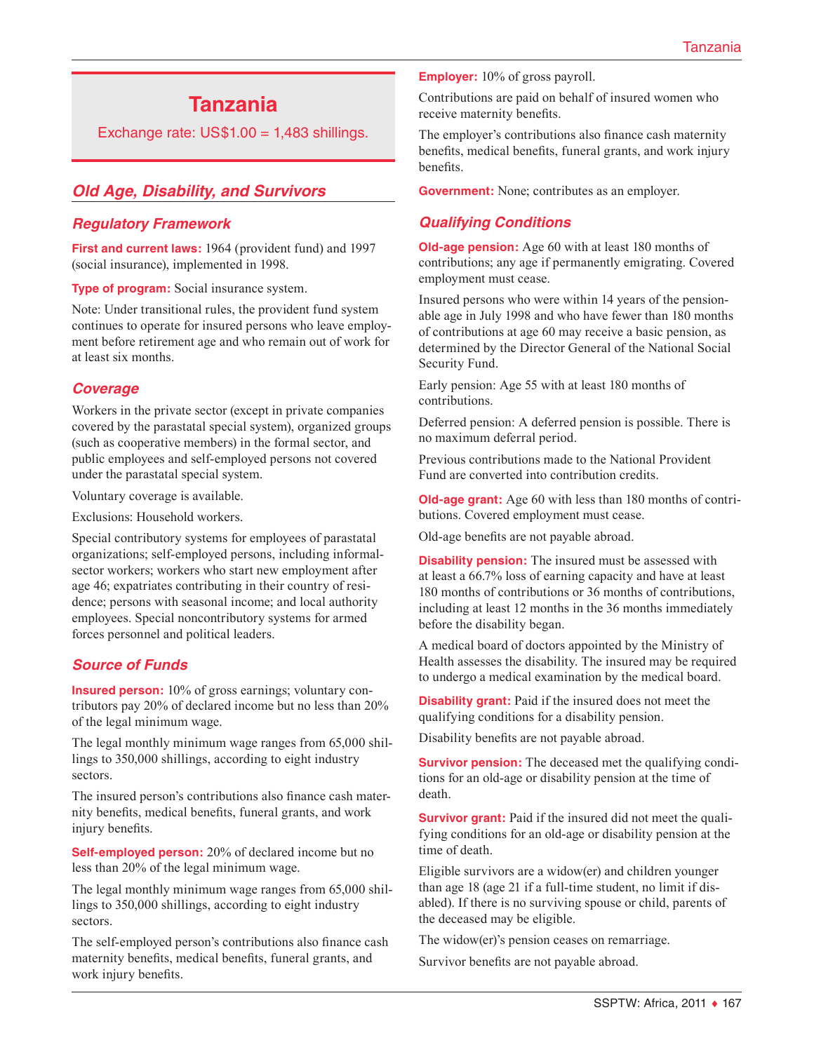# Tanzania

Exchange rate: US$1.00 = 1,483 shillings.

## Old Age, Disability, and Survivors

### Regulatory Framework

**First and current laws:** 1964 (provident fund) and 1997 (social insurance), implemented in 1998.

**Type of program:** Social insurance system.

Note: Under transitional rules, the provident fund system continues to operate for insured persons who leave employment before retirement age and who remain out of work for at least six months.

### Coverage

Workers in the private sector (except in private companies covered by the parastatal special system), organized groups (such as cooperative members) in the formal sector, and public employees and self-employed persons not covered under the parastatal special system.

Voluntary coverage is available.

Exclusions: Household workers.

Special contributory systems for employees of parastatal organizations; self-employed persons, including informal-sector workers; workers who start new employment after age 46; expatriates contributing in their country of residence; persons with seasonal income; and local authority employees. Special noncontributory systems for armed forces personnel and political leaders.

### Source of Funds

**Insured person:** 10% of gross earnings; voluntary contributors pay 20% of declared income but no less than 20% of the legal minimum wage.

The legal monthly minimum wage ranges from 65,000 shillings to 350,000 shillings, according to eight industry sectors.

The insured person's contributions also finance cash maternity benefits, medical benefits, funeral grants, and work injury benefits.

**Self-employed person:** 20% of declared income but no less than 20% of the legal minimum wage.

The legal monthly minimum wage ranges from 65,000 shillings to 350,000 shillings, according to eight industry sectors.

The self-employed person's contributions also finance cash maternity benefits, medical benefits, funeral grants, and work injury benefits.

**Employer:** 10% of gross payroll.

Contributions are paid on behalf of insured women who receive maternity benefits.

The employer's contributions also finance cash maternity benefits, medical benefits, funeral grants, and work injury benefits.

**Government:** None; contributes as an employer.

### Qualifying Conditions

**Old-age pension:** Age 60 with at least 180 months of contributions; any age if permanently emigrating. Covered employment must cease.

Insured persons who were within 14 years of the pensionable age in July 1998 and who have fewer than 180 months of contributions at age 60 may receive a basic pension, as determined by the Director General of the National Social Security Fund.

Early pension: Age 55 with at least 180 months of contributions.

Deferred pension: A deferred pension is possible. There is no maximum deferral period.

Previous contributions made to the National Provident Fund are converted into contribution credits.

**Old-age grant:** Age 60 with less than 180 months of contributions. Covered employment must cease.

Old-age benefits are not payable abroad.

**Disability pension:** The insured must be assessed with at least a 66.7% loss of earning capacity and have at least 180 months of contributions or 36 months of contributions, including at least 12 months in the 36 months immediately before the disability began.

A medical board of doctors appointed by the Ministry of Health assesses the disability. The insured may be required to undergo a medical examination by the medical board.

**Disability grant:** Paid if the insured does not meet the qualifying conditions for a disability pension.

Disability benefits are not payable abroad.

**Survivor pension:** The deceased met the qualifying conditions for an old-age or disability pension at the time of death.

**Survivor grant:** Paid if the insured did not meet the qualifying conditions for an old-age or disability pension at the time of death.

Eligible survivors are a widow(er) and children younger than age 18 (age 21 if a full-time student, no limit if disabled). If there is no surviving spouse or child, parents of the deceased may be eligible.

The widow(er)'s pension ceases on remarriage.

Survivor benefits are not payable abroad.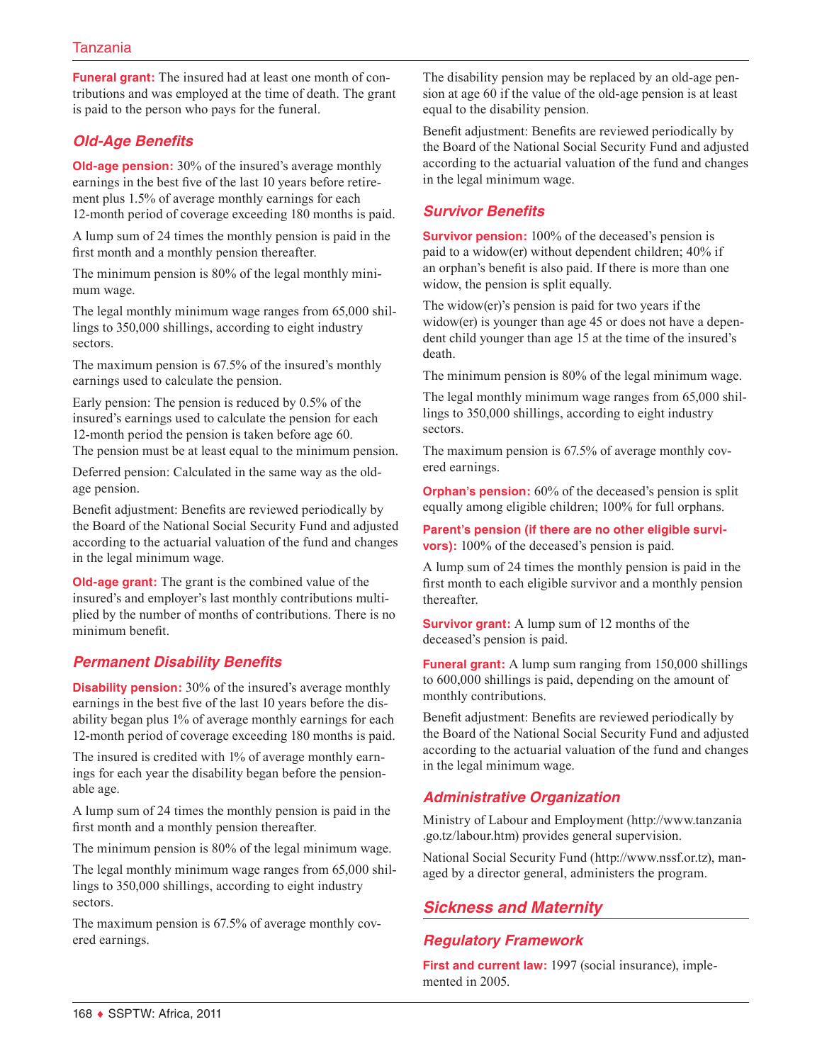**Funeral grant:** The insured had at least one month of contributions and was employed at the time of death. The grant is paid to the person who pays for the funeral.

### Old-Age Benefits

**Old-age pension:** 30% of the insured's average monthly earnings in the best five of the last 10 years before retirement plus 1.5% of average monthly earnings for each 12-month period of coverage exceeding 180 months is paid.

A lump sum of 24 times the monthly pension is paid in the first month and a monthly pension thereafter.

The minimum pension is 80% of the legal monthly minimum wage.

The legal monthly minimum wage ranges from 65,000 shillings to 350,000 shillings, according to eight industry sectors.

The maximum pension is 67.5% of the insured's monthly earnings used to calculate the pension.

Early pension: The pension is reduced by 0.5% of the insured's earnings used to calculate the pension for each 12-month period the pension is taken before age 60. The pension must be at least equal to the minimum pension.

Deferred pension: Calculated in the same way as the old-age pension.

Benefit adjustment: Benefits are reviewed periodically by the Board of the National Social Security Fund and adjusted according to the actuarial valuation of the fund and changes in the legal minimum wage.

**Old-age grant:** The grant is the combined value of the insured's and employer's last monthly contributions multiplied by the number of months of contributions. There is no minimum benefit.

### Permanent Disability Benefits

**Disability pension:** 30% of the insured's average monthly earnings in the best five of the last 10 years before the disability began plus 1% of average monthly earnings for each 12-month period of coverage exceeding 180 months is paid.

The insured is credited with 1% of average monthly earnings for each year the disability began before the pensionable age.

A lump sum of 24 times the monthly pension is paid in the first month and a monthly pension thereafter.

The minimum pension is 80% of the legal minimum wage.

The legal monthly minimum wage ranges from 65,000 shillings to 350,000 shillings, according to eight industry sectors.

The maximum pension is 67.5% of average monthly covered earnings.

The disability pension may be replaced by an old-age pension at age 60 if the value of the old-age pension is at least equal to the disability pension.

Benefit adjustment: Benefits are reviewed periodically by the Board of the National Social Security Fund and adjusted according to the actuarial valuation of the fund and changes in the legal minimum wage.

### Survivor Benefits

**Survivor pension:** 100% of the deceased's pension is paid to a widow(er) without dependent children; 40% if an orphan's benefit is also paid. If there is more than one widow, the pension is split equally.

The widow(er)'s pension is paid for two years if the widow(er) is younger than age 45 or does not have a dependent child younger than age 15 at the time of the insured's death.

The minimum pension is 80% of the legal minimum wage.

The legal monthly minimum wage ranges from 65,000 shillings to 350,000 shillings, according to eight industry sectors.

The maximum pension is 67.5% of average monthly covered earnings.

**Orphan's pension:** 60% of the deceased's pension is split equally among eligible children; 100% for full orphans.

**Parent's pension (if there are no other eligible survivors):** 100% of the deceased's pension is paid.

A lump sum of 24 times the monthly pension is paid in the first month to each eligible survivor and a monthly pension thereafter.

**Survivor grant:** A lump sum of 12 months of the deceased's pension is paid.

**Funeral grant:** A lump sum ranging from 150,000 shillings to 600,000 shillings is paid, depending on the amount of monthly contributions.

Benefit adjustment: Benefits are reviewed periodically by the Board of the National Social Security Fund and adjusted according to the actuarial valuation of the fund and changes in the legal minimum wage.

### Administrative Organization

Ministry of Labour and Employment (http://www.tanzania.go.tz/labour.htm) provides general supervision.

National Social Security Fund (http://www.nssf.or.tz), managed by a director general, administers the program.

## Sickness and Maternity

### Regulatory Framework

**First and current law:** 1997 (social insurance), implemented in 2005.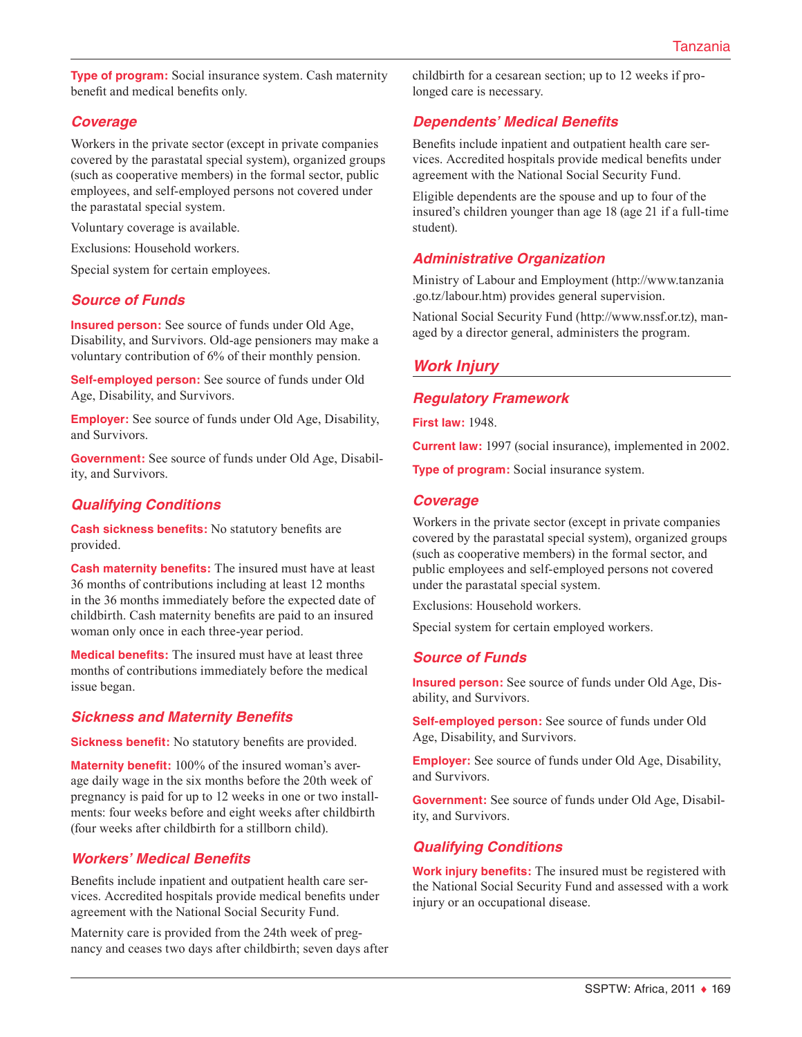**Type of program:** Social insurance system. Cash maternity benefit and medical benefits only.

### Coverage

Workers in the private sector (except in private companies covered by the parastatal special system), organized groups (such as cooperative members) in the formal sector, public employees, and self-employed persons not covered under the parastatal special system.

Voluntary coverage is available.

Exclusions: Household workers.

Special system for certain employees.

### Source of Funds

**Insured person:** See source of funds under Old Age, Disability, and Survivors. Old-age pensioners may make a voluntary contribution of 6% of their monthly pension.

**Self-employed person:** See source of funds under Old Age, Disability, and Survivors.

**Employer:** See source of funds under Old Age, Disability, and Survivors.

**Government:** See source of funds under Old Age, Disability, and Survivors.

### Qualifying Conditions

**Cash sickness benefits:** No statutory benefits are provided.

**Cash maternity benefits:** The insured must have at least 36 months of contributions including at least 12 months in the 36 months immediately before the expected date of childbirth. Cash maternity benefits are paid to an insured woman only once in each three-year period.

**Medical benefits:** The insured must have at least three months of contributions immediately before the medical issue began.

### Sickness and Maternity Benefits

**Sickness benefit:** No statutory benefits are provided.

**Maternity benefit:** 100% of the insured woman's average daily wage in the six months before the 20th week of pregnancy is paid for up to 12 weeks in one or two installments: four weeks before and eight weeks after childbirth (four weeks after childbirth for a stillborn child).

### Workers' Medical Benefits

Benefits include inpatient and outpatient health care services. Accredited hospitals provide medical benefits under agreement with the National Social Security Fund.

Maternity care is provided from the 24th week of pregnancy and ceases two days after childbirth; seven days after childbirth for a cesarean section; up to 12 weeks if prolonged care is necessary.

### Dependents' Medical Benefits

Benefits include inpatient and outpatient health care services. Accredited hospitals provide medical benefits under agreement with the National Social Security Fund.

Eligible dependents are the spouse and up to four of the insured's children younger than age 18 (age 21 if a full-time student).

### Administrative Organization

Ministry of Labour and Employment (http://www.tanzania.go.tz/labour.htm) provides general supervision.

National Social Security Fund (http://www.nssf.or.tz), managed by a director general, administers the program.

## Work Injury

### Regulatory Framework

**First law:** 1948.

**Current law:** 1997 (social insurance), implemented in 2002.

**Type of program:** Social insurance system.

### Coverage

Workers in the private sector (except in private companies covered by the parastatal special system), organized groups (such as cooperative members) in the formal sector, and public employees and self-employed persons not covered under the parastatal special system.

Exclusions: Household workers.

Special system for certain employed workers.

### Source of Funds

**Insured person:** See source of funds under Old Age, Disability, and Survivors.

**Self-employed person:** See source of funds under Old Age, Disability, and Survivors.

**Employer:** See source of funds under Old Age, Disability, and Survivors.

**Government:** See source of funds under Old Age, Disability, and Survivors.

### Qualifying Conditions

**Work injury benefits:** The insured must be registered with the National Social Security Fund and assessed with a work injury or an occupational disease.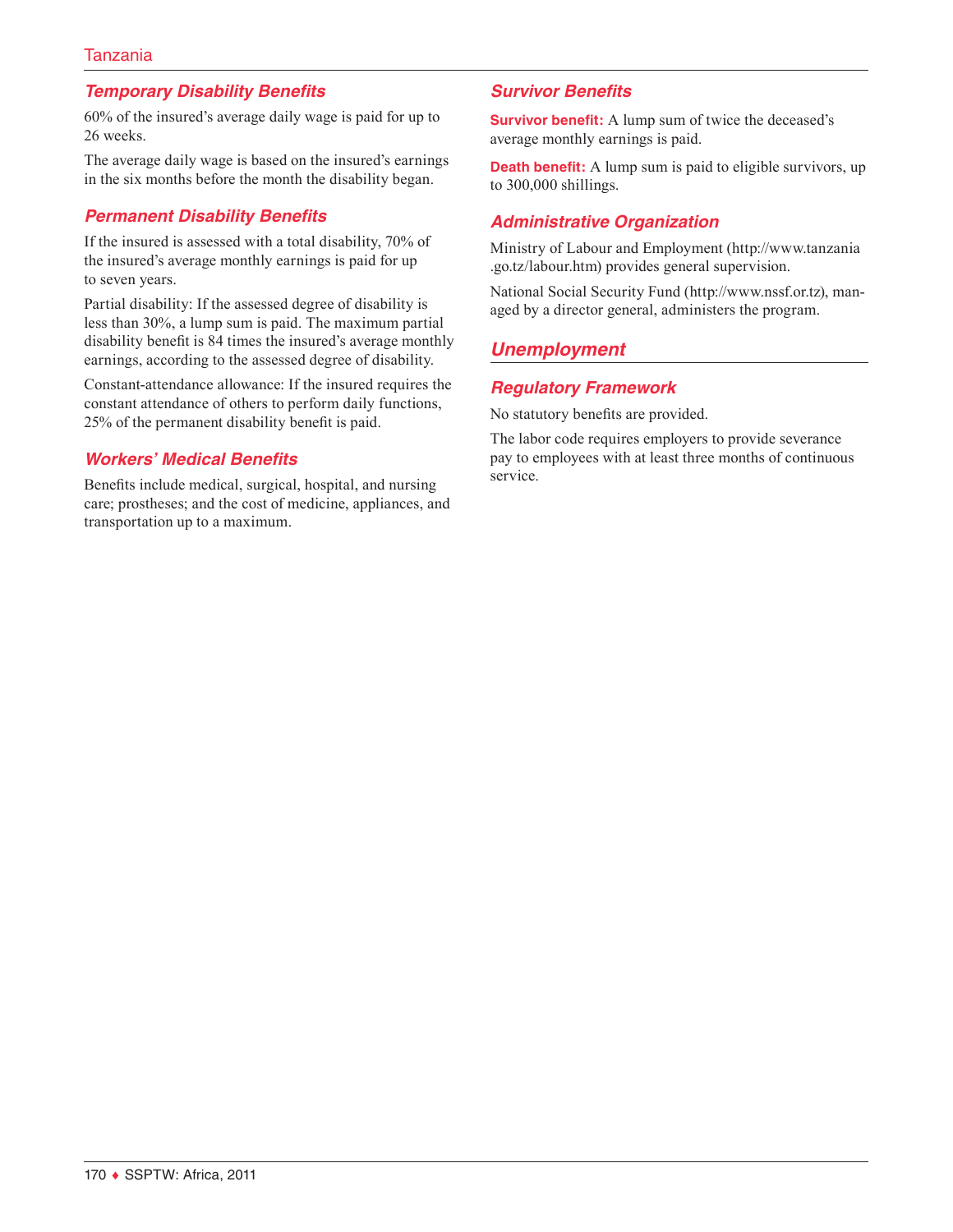### Temporary Disability Benefits

60% of the insured's average daily wage is paid for up to 26 weeks.

The average daily wage is based on the insured's earnings in the six months before the month the disability began.

### Permanent Disability Benefits

If the insured is assessed with a total disability, 70% of the insured's average monthly earnings is paid for up to seven years.

Partial disability: If the assessed degree of disability is less than 30%, a lump sum is paid. The maximum partial disability benefit is 84 times the insured's average monthly earnings, according to the assessed degree of disability.

Constant-attendance allowance: If the insured requires the constant attendance of others to perform daily functions, 25% of the permanent disability benefit is paid.

### Workers' Medical Benefits

Benefits include medical, surgical, hospital, and nursing care; prostheses; and the cost of medicine, appliances, and transportation up to a maximum.

### Survivor Benefits

**Survivor benefit:** A lump sum of twice the deceased's average monthly earnings is paid.

**Death benefit:** A lump sum is paid to eligible survivors, up to 300,000 shillings.

### Administrative Organization

Ministry of Labour and Employment (http://www.tanzania.go.tz/labour.htm) provides general supervision.

National Social Security Fund (http://www.nssf.or.tz), managed by a director general, administers the program.

## Unemployment

### Regulatory Framework

No statutory benefits are provided.

The labor code requires employers to provide severance pay to employees with at least three months of continuous service.